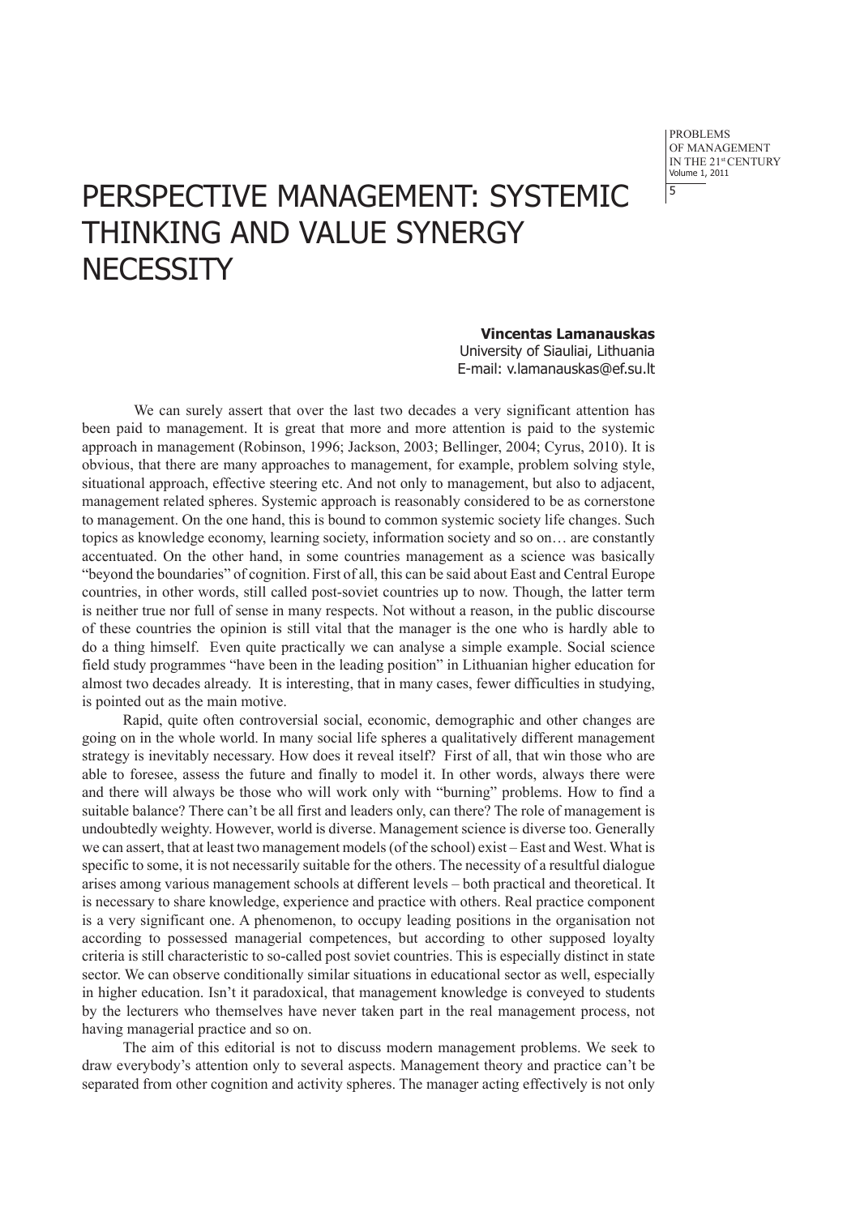# PERSPECTIVE MANAGEMENT: SYSTEMIC THINKING AND VALUE SYNERGY NECESSITY

**Vincentas Lamanauskas**
University of Siauliai, Lithuania
E-mail: v.lamanauskas@ef.su.lt

We can surely assert that over the last two decades a very significant attention has been paid to management. It is great that more and more attention is paid to the systemic approach in management (Robinson, 1996; Jackson, 2003; Bellinger, 2004; Cyrus, 2010). It is obvious, that there are many approaches to management, for example, problem solving style, situational approach, effective steering etc. And not only to management, but also to adjacent, management related spheres. Systemic approach is reasonably considered to be as cornerstone to management. On the one hand, this is bound to common systemic society life changes. Such topics as knowledge economy, learning society, information society and so on… are constantly accentuated. On the other hand, in some countries management as a science was basically "beyond the boundaries" of cognition. First of all, this can be said about East and Central Europe countries, in other words, still called post-soviet countries up to now. Though, the latter term is neither true nor full of sense in many respects. Not without a reason, in the public discourse of these countries the opinion is still vital that the manager is the one who is hardly able to do a thing himself. Even quite practically we can analyse a simple example. Social science field study programmes "have been in the leading position" in Lithuanian higher education for almost two decades already. It is interesting, that in many cases, fewer difficulties in studying, is pointed out as the main motive.

Rapid, quite often controversial social, economic, demographic and other changes are going on in the whole world. In many social life spheres a qualitatively different management strategy is inevitably necessary. How does it reveal itself? First of all, that win those who are able to foresee, assess the future and finally to model it. In other words, always there were and there will always be those who will work only with "burning" problems. How to find a suitable balance? There can't be all first and leaders only, can there? The role of management is undoubtedly weighty. However, world is diverse. Management science is diverse too. Generally we can assert, that at least two management models (of the school) exist – East and West. What is specific to some, it is not necessarily suitable for the others. The necessity of a resultful dialogue arises among various management schools at different levels – both practical and theoretical. It is necessary to share knowledge, experience and practice with others. Real practice component is a very significant one. A phenomenon, to occupy leading positions in the organisation not according to possessed managerial competences, but according to other supposed loyalty criteria is still characteristic to so-called post soviet countries. This is especially distinct in state sector. We can observe conditionally similar situations in educational sector as well, especially in higher education. Isn't it paradoxical, that management knowledge is conveyed to students by the lecturers who themselves have never taken part in the real management process, not having managerial practice and so on.

The aim of this editorial is not to discuss modern management problems. We seek to draw everybody's attention only to several aspects. Management theory and practice can't be separated from other cognition and activity spheres. The manager acting effectively is not only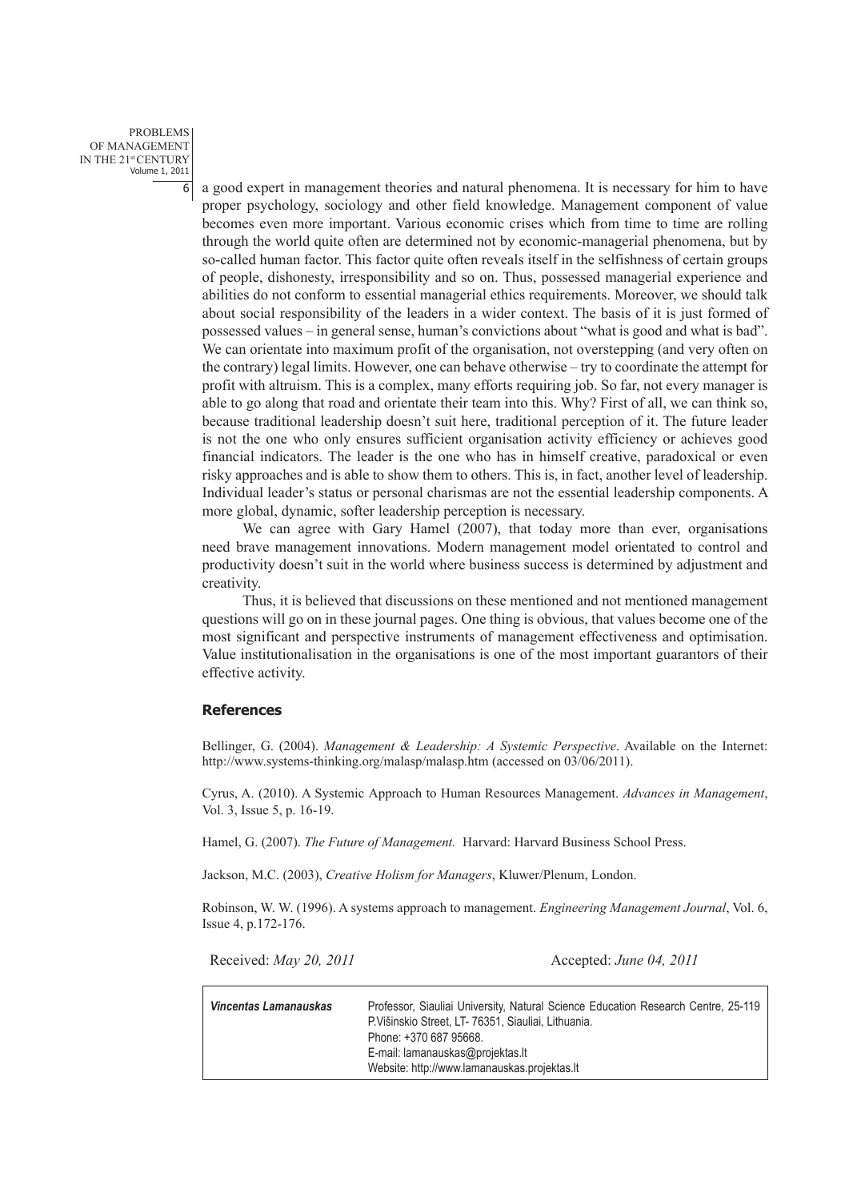a good expert in management theories and natural phenomena. It is necessary for him to have proper psychology, sociology and other field knowledge. Management component of value becomes even more important. Various economic crises which from time to time are rolling through the world quite often are determined not by economic-managerial phenomena, but by so-called human factor. This factor quite often reveals itself in the selfishness of certain groups of people, dishonesty, irresponsibility and so on. Thus, possessed managerial experience and abilities do not conform to essential managerial ethics requirements. Moreover, we should talk about social responsibility of the leaders in a wider context. The basis of it is just formed of possessed values – in general sense, human's convictions about "what is good and what is bad". We can orientate into maximum profit of the organisation, not overstepping (and very often on the contrary) legal limits. However, one can behave otherwise – try to coordinate the attempt for profit with altruism. This is a complex, many efforts requiring job. So far, not every manager is able to go along that road and orientate their team into this. Why? First of all, we can think so, because traditional leadership doesn't suit here, traditional perception of it. The future leader is not the one who only ensures sufficient organisation activity efficiency or achieves good financial indicators. The leader is the one who has in himself creative, paradoxical or even risky approaches and is able to show them to others. This is, in fact, another level of leadership. Individual leader's status or personal charismas are not the essential leadership components. A more global, dynamic, softer leadership perception is necessary.

We can agree with Gary Hamel (2007), that today more than ever, organisations need brave management innovations. Modern management model orientated to control and productivity doesn't suit in the world where business success is determined by adjustment and creativity.

Thus, it is believed that discussions on these mentioned and not mentioned management questions will go on in these journal pages. One thing is obvious, that values become one of the most significant and perspective instruments of management effectiveness and optimisation. Value institutionalisation in the organisations is one of the most important guarantors of their effective activity.

## References

Bellinger, G. (2004). *Management & Leadership: A Systemic Perspective*. Available on the Internet: http://www.systems-thinking.org/malasp/malasp.htm (accessed on 03/06/2011).

Cyrus, A. (2010). A Systemic Approach to Human Resources Management. *Advances in Management*, Vol. 3, Issue 5, p. 16-19.

Hamel, G. (2007). *The Future of Management.* Harvard: Harvard Business School Press.

Jackson, M.C. (2003), *Creative Holism for Managers*, Kluwer/Plenum, London.

Robinson, W. W. (1996). A systems approach to management. *Engineering Management Journal*, Vol. 6, Issue 4, p.172-176.

Received: *May 20, 2011* Accepted: *June 04, 2011*

| | |
|---|---|
| ***Vincentas Lamanauskas*** | Professor, Siauliai University, Natural Science Education Research Centre, 25-119 P.Višinskio Street, LT- 76351, Siauliai, Lithuania.<br>Phone: +370 687 95668.<br>E-mail: lamanauskas@projektas.lt<br>Website: http://www.lamanauskas.projektas.lt |